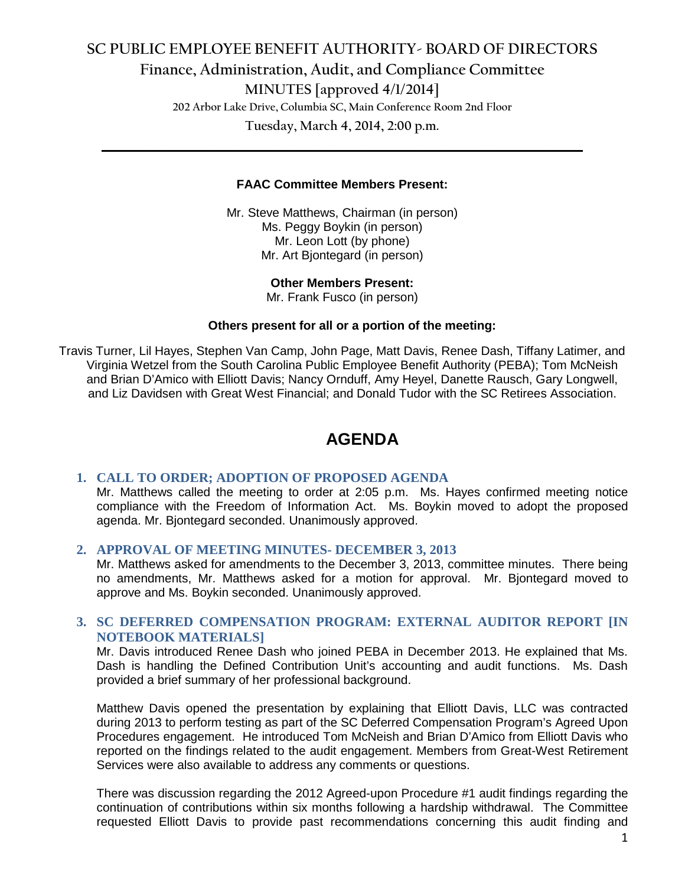# SC PUBLIC EMPLOYEE BENEFIT AUTHORITY- BOARD OF DIRECTORS

## Finance, Administration, Audit, and Compliance Committee

### MINUTES [approved 4/1/2014]

202 Arbor Lake Drive, Columbia SC, Main Conference Room 2nd Floor

Tuesday, March 4, 2014, 2:00 p.m.

---

**FAAC Committee Members Present:**

Mr. Steve Matthews, Chairman (in person)
Ms. Peggy Boykin (in person)
Mr. Leon Lott (by phone)
Mr. Art Bjontegard (in person)

**Other Members Present:**

Mr. Frank Fusco (in person)

**Others present for all or a portion of the meeting:**

Travis Turner, Lil Hayes, Stephen Van Camp, John Page, Matt Davis, Renee Dash, Tiffany Latimer, and Virginia Wetzel from the South Carolina Public Employee Benefit Authority (PEBA); Tom McNeish and Brian D'Amico with Elliott Davis; Nancy Ornduff, Amy Heyel, Danette Rausch, Gary Longwell, and Liz Davidsen with Great West Financial; and Donald Tudor with the SC Retirees Association.

# AGENDA

1. **CALL TO ORDER; ADOPTION OF PROPOSED AGENDA**

   Mr. Matthews called the meeting to order at 2:05 p.m. Ms. Hayes confirmed meeting notice compliance with the Freedom of Information Act. Ms. Boykin moved to adopt the proposed agenda. Mr. Bjontegard seconded. Unanimously approved.

2. **APPROVAL OF MEETING MINUTES- DECEMBER 3, 2013**

   Mr. Matthews asked for amendments to the December 3, 2013, committee minutes. There being no amendments, Mr. Matthews asked for a motion for approval. Mr. Bjontegard moved to approve and Ms. Boykin seconded. Unanimously approved.

3. **SC DEFERRED COMPENSATION PROGRAM: EXTERNAL AUDITOR REPORT [IN NOTEBOOK MATERIALS]**

   Mr. Davis introduced Renee Dash who joined PEBA in December 2013. He explained that Ms. Dash is handling the Defined Contribution Unit's accounting and audit functions. Ms. Dash provided a brief summary of her professional background.

   Matthew Davis opened the presentation by explaining that Elliott Davis, LLC was contracted during 2013 to perform testing as part of the SC Deferred Compensation Program's Agreed Upon Procedures engagement. He introduced Tom McNeish and Brian D'Amico from Elliott Davis who reported on the findings related to the audit engagement. Members from Great-West Retirement Services were also available to address any comments or questions.

   There was discussion regarding the 2012 Agreed-upon Procedure #1 audit findings regarding the continuation of contributions within six months following a hardship withdrawal. The Committee requested Elliott Davis to provide past recommendations concerning this audit finding and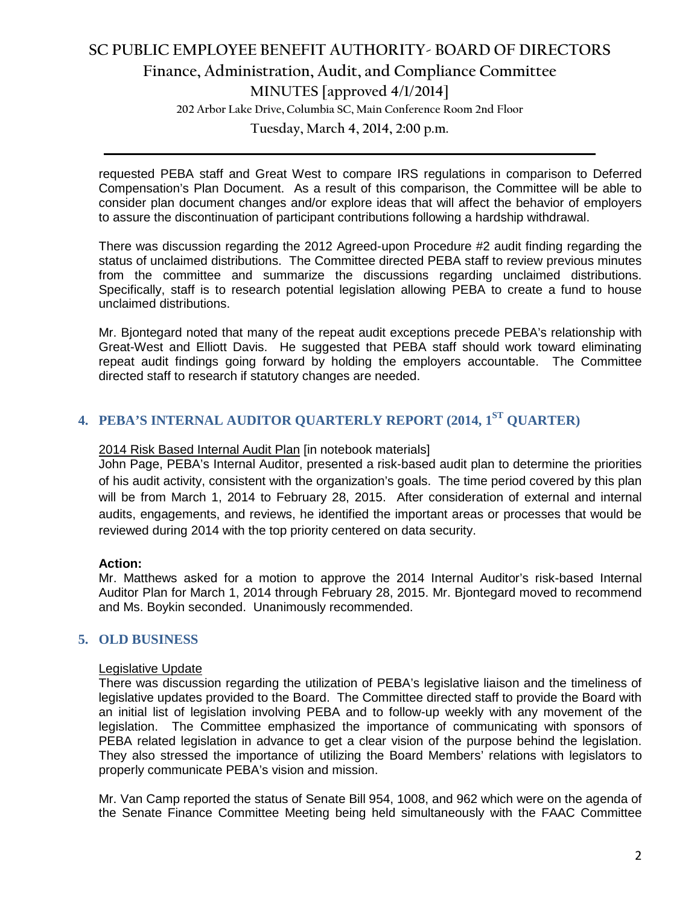requested PEBA staff and Great West to compare IRS regulations in comparison to Deferred Compensation's Plan Document. As a result of this comparison, the Committee will be able to consider plan document changes and/or explore ideas that will affect the behavior of employers to assure the discontinuation of participant contributions following a hardship withdrawal.

There was discussion regarding the 2012 Agreed-upon Procedure #2 audit finding regarding the status of unclaimed distributions. The Committee directed PEBA staff to review previous minutes from the committee and summarize the discussions regarding unclaimed distributions. Specifically, staff is to research potential legislation allowing PEBA to create a fund to house unclaimed distributions.

Mr. Bjontegard noted that many of the repeat audit exceptions precede PEBA's relationship with Great-West and Elliott Davis. He suggested that PEBA staff should work toward eliminating repeat audit findings going forward by holding the employers accountable. The Committee directed staff to research if statutory changes are needed.

## 4. PEBA'S INTERNAL AUDITOR QUARTERLY REPORT (2014, 1ST QUARTER)

2014 Risk Based Internal Audit Plan [in notebook materials]

John Page, PEBA's Internal Auditor, presented a risk-based audit plan to determine the priorities of his audit activity, consistent with the organization's goals. The time period covered by this plan will be from March 1, 2014 to February 28, 2015. After consideration of external and internal audits, engagements, and reviews, he identified the important areas or processes that would be reviewed during 2014 with the top priority centered on data security.

**Action:**

Mr. Matthews asked for a motion to approve the 2014 Internal Auditor's risk-based Internal Auditor Plan for March 1, 2014 through February 28, 2015. Mr. Bjontegard moved to recommend and Ms. Boykin seconded. Unanimously recommended.

## 5. OLD BUSINESS

Legislative Update

There was discussion regarding the utilization of PEBA's legislative liaison and the timeliness of legislative updates provided to the Board. The Committee directed staff to provide the Board with an initial list of legislation involving PEBA and to follow-up weekly with any movement of the legislation. The Committee emphasized the importance of communicating with sponsors of PEBA related legislation in advance to get a clear vision of the purpose behind the legislation. They also stressed the importance of utilizing the Board Members' relations with legislators to properly communicate PEBA's vision and mission.

Mr. Van Camp reported the status of Senate Bill 954, 1008, and 962 which were on the agenda of the Senate Finance Committee Meeting being held simultaneously with the FAAC Committee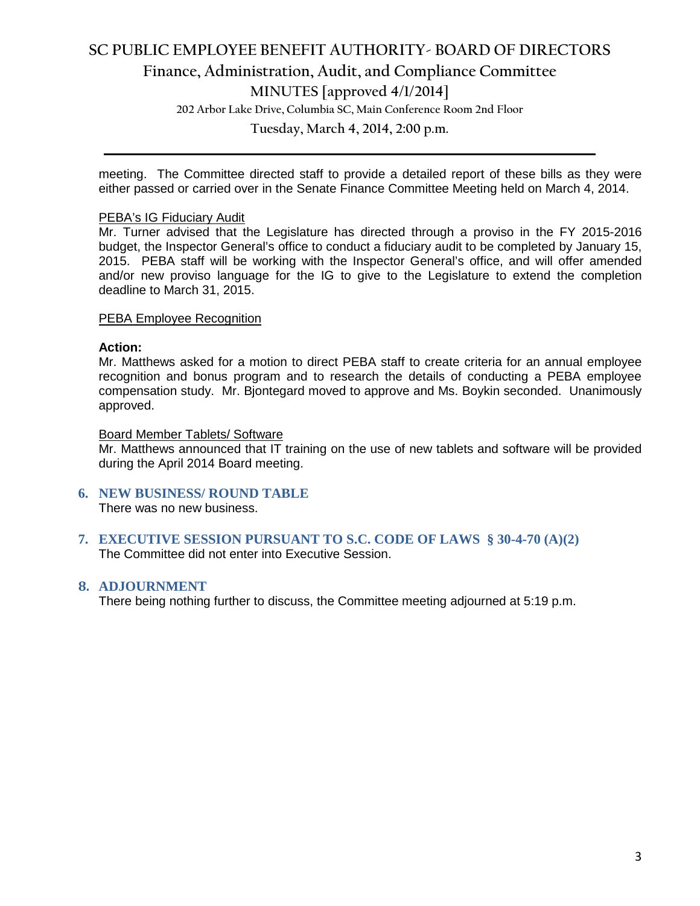meeting. The Committee directed staff to provide a detailed report of these bills as they were either passed or carried over in the Senate Finance Committee Meeting held on March 4, 2014.

PEBA's IG Fiduciary Audit

Mr. Turner advised that the Legislature has directed through a proviso in the FY 2015-2016 budget, the Inspector General's office to conduct a fiduciary audit to be completed by January 15, 2015. PEBA staff will be working with the Inspector General's office, and will offer amended and/or new proviso language for the IG to give to the Legislature to extend the completion deadline to March 31, 2015.

PEBA Employee Recognition

**Action:**

Mr. Matthews asked for a motion to direct PEBA staff to create criteria for an annual employee recognition and bonus program and to research the details of conducting a PEBA employee compensation study. Mr. Bjontegard moved to approve and Ms. Boykin seconded. Unanimously approved.

Board Member Tablets/ Software

Mr. Matthews announced that IT training on the use of new tablets and software will be provided during the April 2014 Board meeting.

## 6. NEW BUSINESS/ ROUND TABLE

There was no new business.

## 7. EXECUTIVE SESSION PURSUANT TO S.C. CODE OF LAWS § 30-4-70 (A)(2)

The Committee did not enter into Executive Session.

## 8. ADJOURNMENT

There being nothing further to discuss, the Committee meeting adjourned at 5:19 p.m.